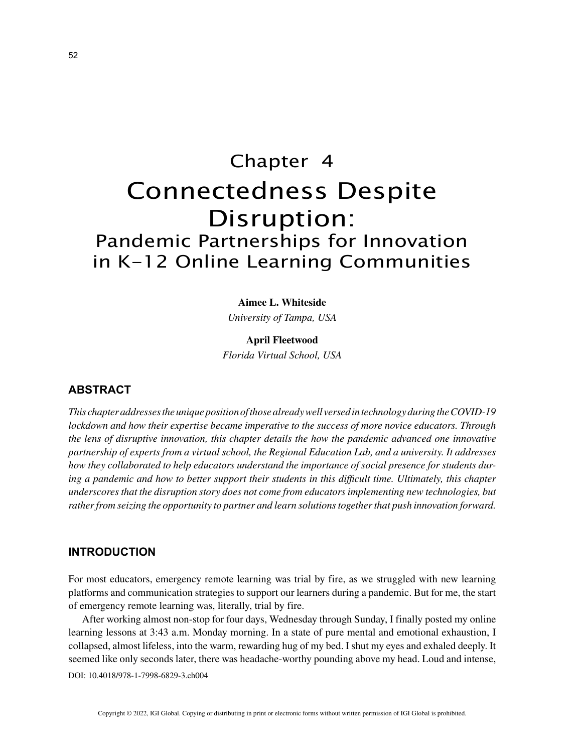# Chapter 4
# Connectedness Despite Disruption:
## Pandemic Partnerships for Innovation in K-12 Online Learning Communities

**Aimee L. Whiteside**
*University of Tampa, USA*

**April Fleetwood**
*Florida Virtual School, USA*

## ABSTRACT

*This chapter addresses the unique position of those already well versed in technology during the COVID-19 lockdown and how their expertise became imperative to the success of more novice educators. Through the lens of disruptive innovation, this chapter details the how the pandemic advanced one innovative partnership of experts from a virtual school, the Regional Education Lab, and a university. It addresses how they collaborated to help educators understand the importance of social presence for students during a pandemic and how to better support their students in this difficult time. Ultimately, this chapter underscores that the disruption story does not come from educators implementing new technologies, but rather from seizing the opportunity to partner and learn solutions together that push innovation forward.*

## INTRODUCTION

For most educators, emergency remote learning was trial by fire, as we struggled with new learning platforms and communication strategies to support our learners during a pandemic. But for me, the start of emergency remote learning was, literally, trial by fire.

After working almost non-stop for four days, Wednesday through Sunday, I finally posted my online learning lessons at 3:43 a.m. Monday morning. In a state of pure mental and emotional exhaustion, I collapsed, almost lifeless, into the warm, rewarding hug of my bed. I shut my eyes and exhaled deeply. It seemed like only seconds later, there was headache-worthy pounding above my head. Loud and intense,

DOI: 10.4018/978-1-7998-6829-3.ch004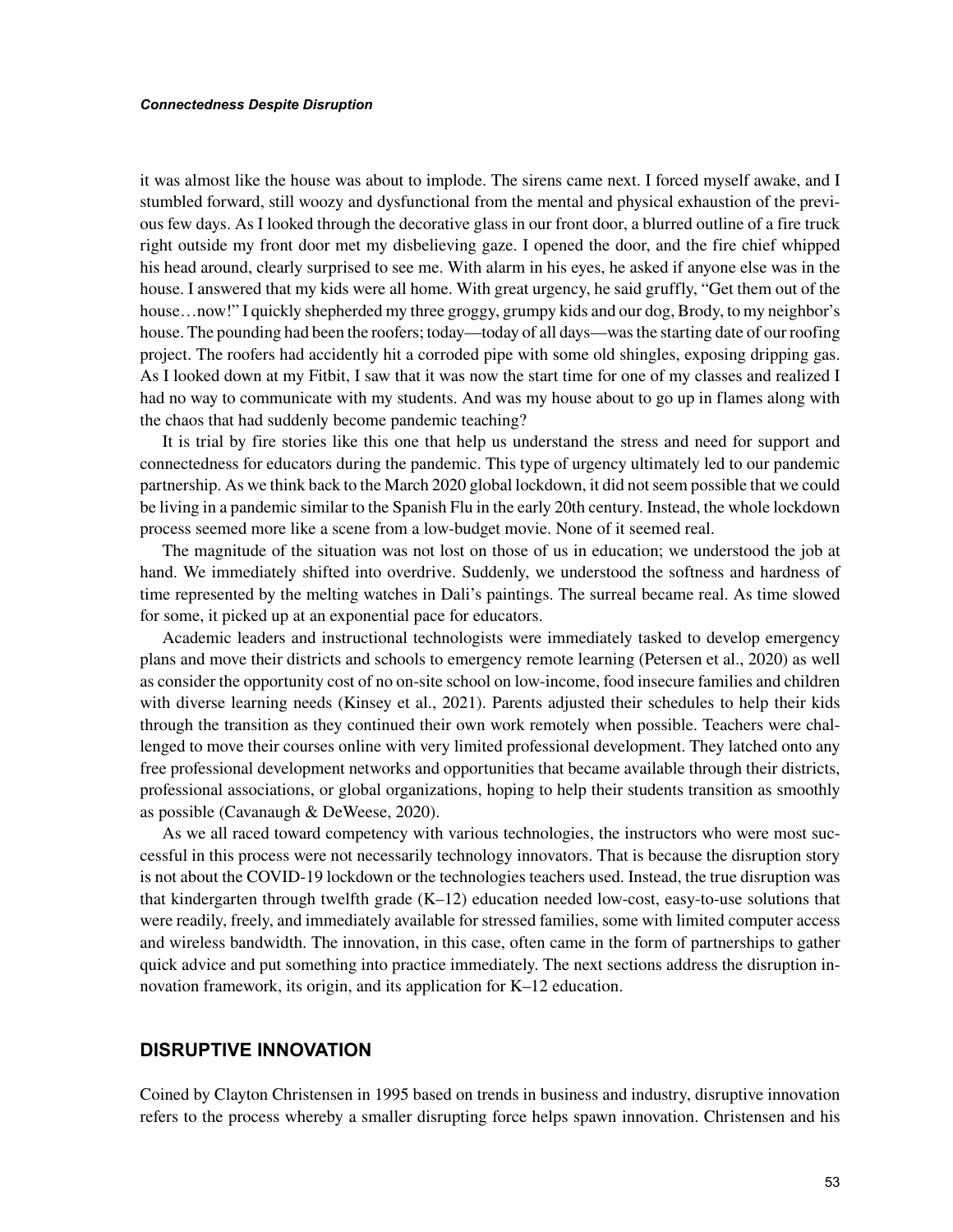it was almost like the house was about to implode. The sirens came next. I forced myself awake, and I stumbled forward, still woozy and dysfunctional from the mental and physical exhaustion of the previous few days. As I looked through the decorative glass in our front door, a blurred outline of a fire truck right outside my front door met my disbelieving gaze. I opened the door, and the fire chief whipped his head around, clearly surprised to see me. With alarm in his eyes, he asked if anyone else was in the house. I answered that my kids were all home. With great urgency, he said gruffly, "Get them out of the house…now!" I quickly shepherded my three groggy, grumpy kids and our dog, Brody, to my neighbor's house. The pounding had been the roofers; today—today of all days—was the starting date of our roofing project. The roofers had accidently hit a corroded pipe with some old shingles, exposing dripping gas. As I looked down at my Fitbit, I saw that it was now the start time for one of my classes and realized I had no way to communicate with my students. And was my house about to go up in flames along with the chaos that had suddenly become pandemic teaching?

It is trial by fire stories like this one that help us understand the stress and need for support and connectedness for educators during the pandemic. This type of urgency ultimately led to our pandemic partnership. As we think back to the March 2020 global lockdown, it did not seem possible that we could be living in a pandemic similar to the Spanish Flu in the early 20th century. Instead, the whole lockdown process seemed more like a scene from a low-budget movie. None of it seemed real.

The magnitude of the situation was not lost on those of us in education; we understood the job at hand. We immediately shifted into overdrive. Suddenly, we understood the softness and hardness of time represented by the melting watches in Dali's paintings. The surreal became real. As time slowed for some, it picked up at an exponential pace for educators.

Academic leaders and instructional technologists were immediately tasked to develop emergency plans and move their districts and schools to emergency remote learning (Petersen et al., 2020) as well as consider the opportunity cost of no on-site school on low-income, food insecure families and children with diverse learning needs (Kinsey et al., 2021). Parents adjusted their schedules to help their kids through the transition as they continued their own work remotely when possible. Teachers were challenged to move their courses online with very limited professional development. They latched onto any free professional development networks and opportunities that became available through their districts, professional associations, or global organizations, hoping to help their students transition as smoothly as possible (Cavanaugh & DeWeese, 2020).

As we all raced toward competency with various technologies, the instructors who were most successful in this process were not necessarily technology innovators. That is because the disruption story is not about the COVID-19 lockdown or the technologies teachers used. Instead, the true disruption was that kindergarten through twelfth grade (K–12) education needed low-cost, easy-to-use solutions that were readily, freely, and immediately available for stressed families, some with limited computer access and wireless bandwidth. The innovation, in this case, often came in the form of partnerships to gather quick advice and put something into practice immediately. The next sections address the disruption innovation framework, its origin, and its application for K–12 education.

## DISRUPTIVE INNOVATION

Coined by Clayton Christensen in 1995 based on trends in business and industry, disruptive innovation refers to the process whereby a smaller disrupting force helps spawn innovation. Christensen and his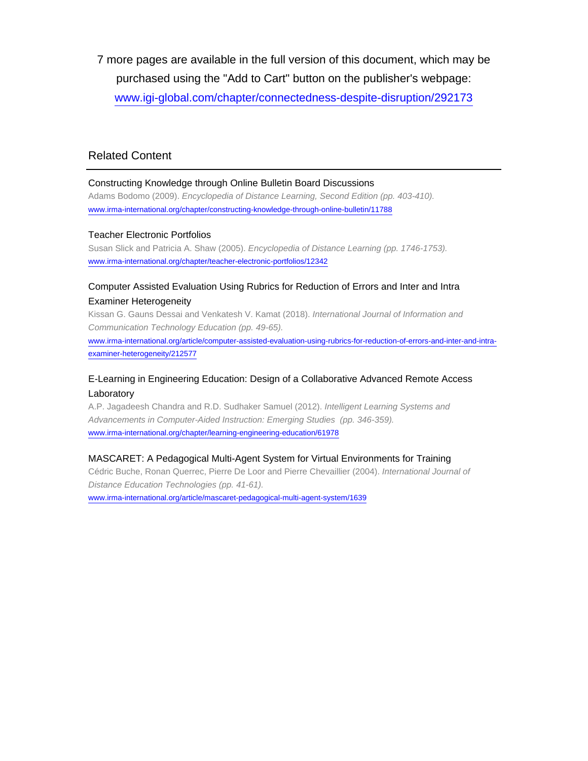7 more pages are available in the full version of this document, which may be purchased using the "Add to Cart" button on the publisher's webpage: www.igi-global.com/chapter/connectedness-despite-disruption/292173

## Related Content

Constructing Knowledge through Online Bulletin Board Discussions
Adams Bodomo (2009). *Encyclopedia of Distance Learning, Second Edition (pp. 403-410).*
www.irma-international.org/chapter/constructing-knowledge-through-online-bulletin/11788

Teacher Electronic Portfolios
Susan Slick and Patricia A. Shaw (2005). *Encyclopedia of Distance Learning (pp. 1746-1753).*
www.irma-international.org/chapter/teacher-electronic-portfolios/12342

Computer Assisted Evaluation Using Rubrics for Reduction of Errors and Inter and Intra Examiner Heterogeneity
Kissan G. Gauns Dessai and Venkatesh V. Kamat (2018). *International Journal of Information and Communication Technology Education (pp. 49-65).*
www.irma-international.org/article/computer-assisted-evaluation-using-rubrics-for-reduction-of-errors-and-inter-and-intra-examiner-heterogeneity/212577

E-Learning in Engineering Education: Design of a Collaborative Advanced Remote Access Laboratory
A.P. Jagadeesh Chandra and R.D. Sudhaker Samuel (2012). *Intelligent Learning Systems and Advancements in Computer-Aided Instruction: Emerging Studies (pp. 346-359).*
www.irma-international.org/chapter/learning-engineering-education/61978

MASCARET: A Pedagogical Multi-Agent System for Virtual Environments for Training
Cédric Buche, Ronan Querrec, Pierre De Loor and Pierre Chevaillier (2004). *International Journal of Distance Education Technologies (pp. 41-61).*
www.irma-international.org/article/mascaret-pedagogical-multi-agent-system/1639